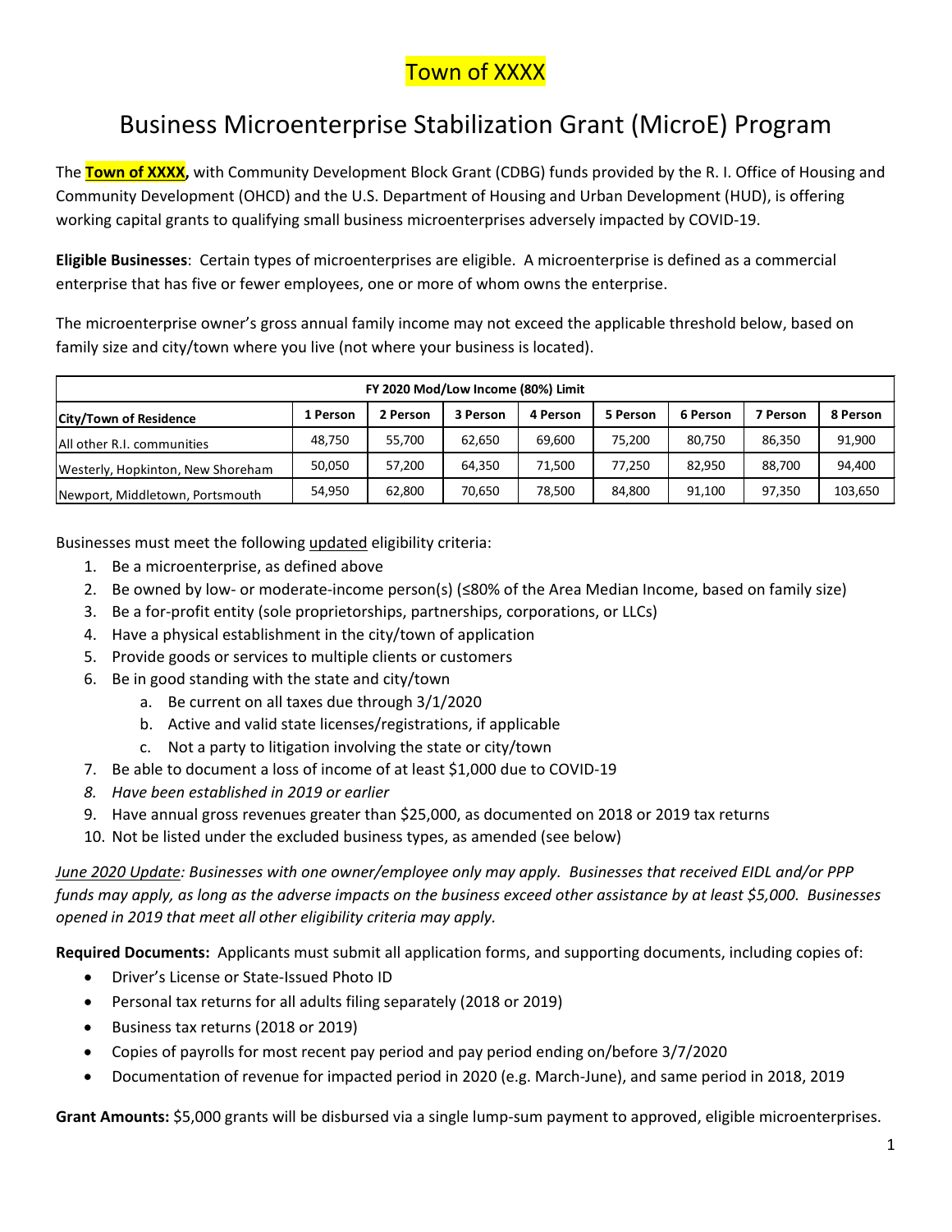# Town of XXXX

## Business Microenterprise Stabilization Grant (MicroE) Program

The **Town of XXXX,** with Community Development Block Grant (CDBG) funds provided by the R. I. Office of Housing and Community Development (OHCD) and the U.S. Department of Housing and Urban Development (HUD), is offering working capital grants to qualifying small business microenterprises adversely impacted by COVID-19.

**Eligible Businesses**: Certain types of microenterprises are eligible. A microenterprise is defined as a commercial enterprise that has five or fewer employees, one or more of whom owns the enterprise.

The microenterprise owner's gross annual family income may not exceed the applicable threshold below, based on family size and city/town where you live (not where your business is located).

| FY 2020 Mod/Low Income (80%) Limit | | | | | | | | |
|---|---|---|---|---|---|---|---|---|
| **City/Town of Residence** | **1 Person** | **2 Person** | **3 Person** | **4 Person** | **5 Person** | **6 Person** | **7 Person** | **8 Person** |
| All other R.I. communities | 48,750 | 55,700 | 62,650 | 69,600 | 75,200 | 80,750 | 86,350 | 91,900 |
| Westerly, Hopkinton, New Shoreham | 50,050 | 57,200 | 64,350 | 71,500 | 77,250 | 82,950 | 88,700 | 94,400 |
| Newport, Middletown, Portsmouth | 54,950 | 62,800 | 70,650 | 78,500 | 84,800 | 91,100 | 97,350 | 103,650 |

Businesses must meet the following updated eligibility criteria:

1. Be a microenterprise, as defined above
2. Be owned by low- or moderate-income person(s) (≤80% of the Area Median Income, based on family size)
3. Be a for-profit entity (sole proprietorships, partnerships, corporations, or LLCs)
4. Have a physical establishment in the city/town of application
5. Provide goods or services to multiple clients or customers
6. Be in good standing with the state and city/town
    a. Be current on all taxes due through 3/1/2020
    b. Active and valid state licenses/registrations, if applicable
    c. Not a party to litigation involving the state or city/town
7. Be able to document a loss of income of at least $1,000 due to COVID-19
8. *Have been established in 2019 or earlier*
9. Have annual gross revenues greater than $25,000, as documented on 2018 or 2019 tax returns
10. Not be listed under the excluded business types, as amended (see below)

*June 2020 Update: Businesses with one owner/employee only may apply. Businesses that received EIDL and/or PPP funds may apply, as long as the adverse impacts on the business exceed other assistance by at least $5,000. Businesses opened in 2019 that meet all other eligibility criteria may apply.*

**Required Documents:** Applicants must submit all application forms, and supporting documents, including copies of:

- Driver's License or State-Issued Photo ID
- Personal tax returns for all adults filing separately (2018 or 2019)
- Business tax returns (2018 or 2019)
- Copies of payrolls for most recent pay period and pay period ending on/before 3/7/2020
- Documentation of revenue for impacted period in 2020 (e.g. March-June), and same period in 2018, 2019

**Grant Amounts:** $5,000 grants will be disbursed via a single lump-sum payment to approved, eligible microenterprises.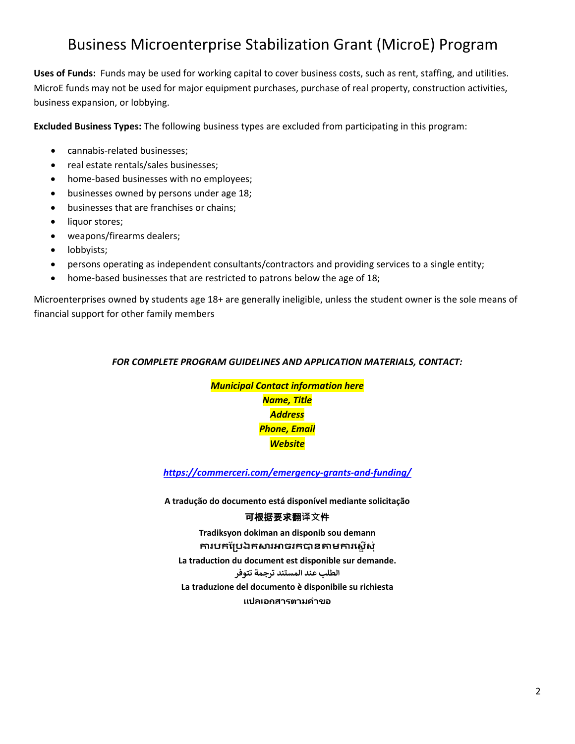# Business Microenterprise Stabilization Grant (MicroE) Program

**Uses of Funds:** Funds may be used for working capital to cover business costs, such as rent, staffing, and utilities. MicroE funds may not be used for major equipment purchases, purchase of real property, construction activities, business expansion, or lobbying.

**Excluded Business Types:** The following business types are excluded from participating in this program:

- cannabis-related businesses;
- real estate rentals/sales businesses;
- home-based businesses with no employees;
- businesses owned by persons under age 18;
- businesses that are franchises or chains;
- liquor stores;
- weapons/firearms dealers;
- lobbyists;
- persons operating as independent consultants/contractors and providing services to a single entity;
- home-based businesses that are restricted to patrons below the age of 18;

Microenterprises owned by students age 18+ are generally ineligible, unless the student owner is the sole means of financial support for other family members

***FOR COMPLETE PROGRAM GUIDELINES AND APPLICATION MATERIALS, CONTACT:***

***Municipal Contact information here***
***Name, Title***
***Address***
***Phone, Email***
***Website***

***https://commerceri.com/emergency-grants-and-funding/***

**A tradução do documento está disponível mediante solicitação**

**可根据要求翻译文件**

**Tradiksyon dokiman an disponib sou demann**

**ការបកប្រែឯកសារអាចរកបានតាមការស្នើសុំ**

**La traduction du document est disponible sur demande.**

**الطلب عند المستند ترجمة تتوفر**

**La traduzione del documento è disponibile su richiesta**

**แปลเอกสารตามคำขอ**